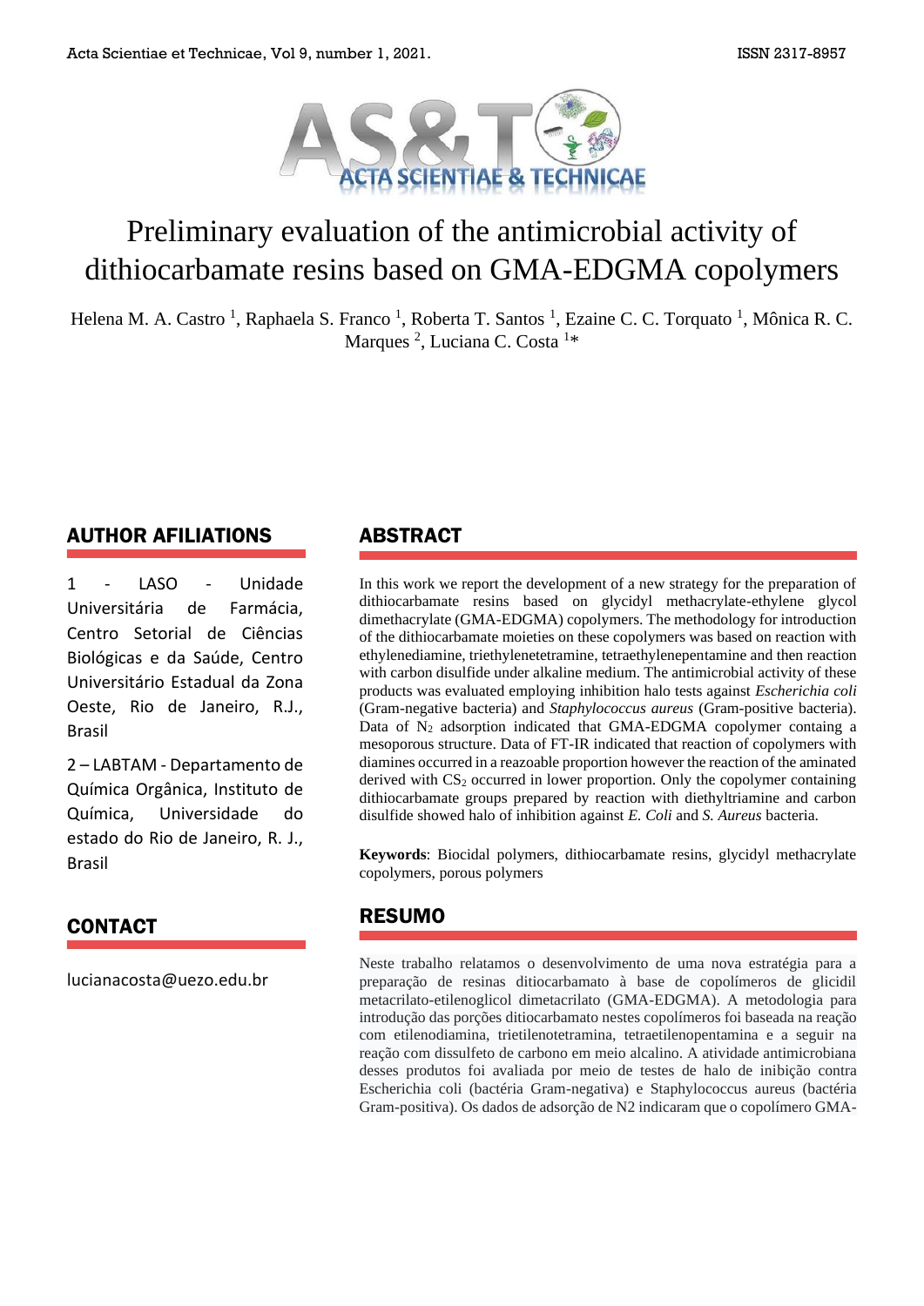# Preliminary evaluation of the antimicrobial activity of dithiocarbamate resins based on GMA-EDGMA copolymers

Helena M. A. Castro [1], Raphaela S. Franco [1], Roberta T. Santos [1], Ezaine C. C. Torquato [1], Mônica R. C. Marques [2], Luciana C. Costa [1]*

## AUTHOR AFILIATIONS

1 - LASO - Unidade Universitária de Farmácia, Centro Setorial de Ciências Biológicas e da Saúde, Centro Universitário Estadual da Zona Oeste, Rio de Janeiro, R.J., Brasil

2 – LABTAM - Departamento de Química Orgânica, Instituto de Química, Universidade do estado do Rio de Janeiro, R. J., Brasil

## CONTACT

lucianacosta@uezo.edu.br

## ABSTRACT

In this work we report the development of a new strategy for the preparation of dithiocarbamate resins based on glycidyl methacrylate-ethylene glycol dimethacrylate (GMA-EDGMA) copolymers. The methodology for introduction of the dithiocarbamate moieties on these copolymers was based on reaction with ethylenediamine, triethylenetetramine, tetraethylenepentamine and then reaction with carbon disulfide under alkaline medium. The antimicrobial activity of these products was evaluated employing inhibition halo tests against *Escherichia coli* (Gram-negative bacteria) and *Staphylococcus aureus* (Gram-positive bacteria). Data of $N_2$ adsorption indicated that GMA-EDGMA copolymer containg a mesoporous structure. Data of FT-IR indicated that reaction of copolymers with diamines occurred in a reazoable proportion however the reaction of the aminated derived with $CS_2$ occurred in lower proportion. Only the copolymer containing dithiocarbamate groups prepared by reaction with diethyltriamine and carbon disulfide showed halo of inhibition against *E. Coli* and *S. Aureus* bacteria.

**Keywords**: Biocidal polymers, dithiocarbamate resins, glycidyl methacrylate copolymers, porous polymers

## RESUMO

Neste trabalho relatamos o desenvolvimento de uma nova estratégia para a preparação de resinas ditiocarbamato à base de copolímeros de glicidil metacrilato-etilenoglicol dimetacrilato (GMA-EDGMA). A metodologia para introdução das porções ditiocarbamato nestes copolímeros foi baseada na reação com etilenodiamina, trietilenotetramina, tetraetilenopentamina e a seguir na reação com dissulfeto de carbono em meio alcalino. A atividade antimicrobiana desses produtos foi avaliada por meio de testes de halo de inibição contra Escherichia coli (bactéria Gram-negativa) e Staphylococcus aureus (bactéria Gram-positiva). Os dados de adsorção de N2 indicaram que o copolímero GMA-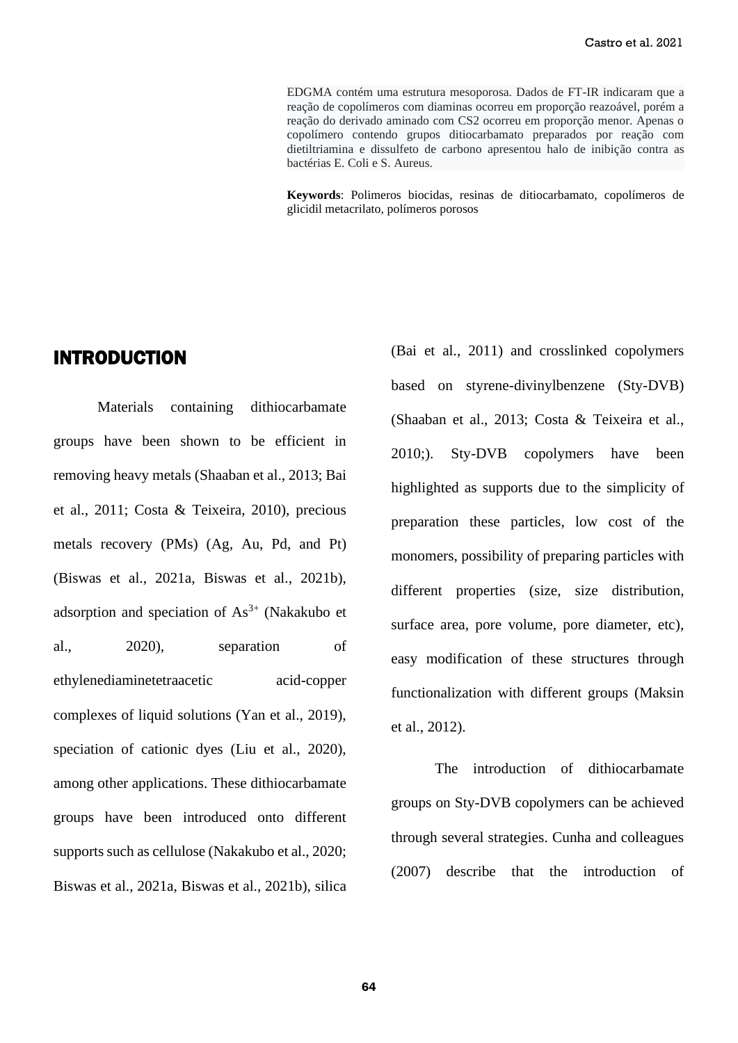EDGMA contém uma estrutura mesoporosa. Dados de FT-IR indicaram que a reação de copolímeros com diaminas ocorreu em proporção reazoável, porém a reação do derivado aminado com CS2 ocorreu em proporção menor. Apenas o copolímero contendo grupos ditiocarbamato preparados por reação com dietiltriamina e dissulfeto de carbono apresentou halo de inibição contra as bactérias E. Coli e S. Aureus.

**Keywords**: Polimeros biocidas, resinas de ditiocarbamato, copolímeros de glicidil metacrilato, polímeros porosos

## INTRODUCTION

Materials containing dithiocarbamate groups have been shown to be efficient in removing heavy metals (Shaaban et al., 2013; Bai et al., 2011; Costa & Teixeira, 2010), precious metals recovery (PMs) (Ag, Au, Pd, and Pt) (Biswas et al., 2021a, Biswas et al., 2021b), adsorption and speciation of $As^{3+}$ (Nakakubo et al., 2020), separation of ethylenediaminetetraacetic acid-copper complexes of liquid solutions (Yan et al., 2019), speciation of cationic dyes (Liu et al., 2020), among other applications. These dithiocarbamate groups have been introduced onto different supports such as cellulose (Nakakubo et al., 2020; Biswas et al., 2021a, Biswas et al., 2021b), silica (Bai et al., 2011) and crosslinked copolymers based on styrene-divinylbenzene (Sty-DVB) (Shaaban et al., 2013; Costa & Teixeira et al., 2010;). Sty-DVB copolymers have been highlighted as supports due to the simplicity of preparation these particles, low cost of the monomers, possibility of preparing particles with different properties (size, size distribution, surface area, pore volume, pore diameter, etc), easy modification of these structures through functionalization with different groups (Maksin et al., 2012).

The introduction of dithiocarbamate groups on Sty-DVB copolymers can be achieved through several strategies. Cunha and colleagues (2007) describe that the introduction of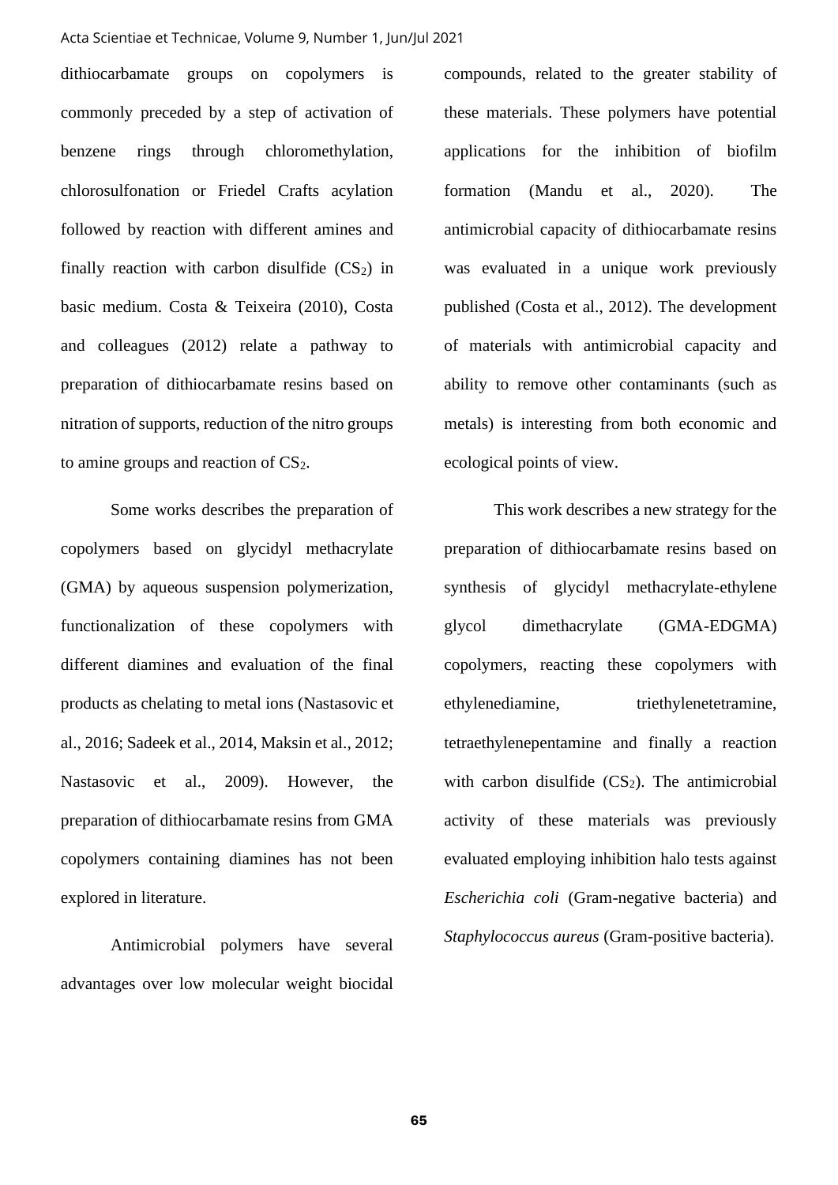dithiocarbamate groups on copolymers is commonly preceded by a step of activation of benzene rings through chloromethylation, chlorosulfonation or Friedel Crafts acylation followed by reaction with different amines and finally reaction with carbon disulfide ($CS_2$) in basic medium. Costa & Teixeira (2010), Costa and colleagues (2012) relate a pathway to preparation of dithiocarbamate resins based on nitration of supports, reduction of the nitro groups to amine groups and reaction of $CS_2$.

Some works describes the preparation of copolymers based on glycidyl methacrylate (GMA) by aqueous suspension polymerization, functionalization of these copolymers with different diamines and evaluation of the final products as chelating to metal ions (Nastasovic et al., 2016; Sadeek et al., 2014, Maksin et al., 2012; Nastasovic et al., 2009). However, the preparation of dithiocarbamate resins from GMA copolymers containing diamines has not been explored in literature.

Antimicrobial polymers have several advantages over low molecular weight biocidal compounds, related to the greater stability of these materials. These polymers have potential applications for the inhibition of biofilm formation (Mandu et al., 2020). The antimicrobial capacity of dithiocarbamate resins was evaluated in a unique work previously published (Costa et al., 2012). The development of materials with antimicrobial capacity and ability to remove other contaminants (such as metals) is interesting from both economic and ecological points of view.

This work describes a new strategy for the preparation of dithiocarbamate resins based on synthesis of glycidyl methacrylate-ethylene glycol dimethacrylate (GMA-EDGMA) copolymers, reacting these copolymers with ethylenediamine, triethylenetetramine, tetraethylenepentamine and finally a reaction with carbon disulfide ($CS_2$). The antimicrobial activity of these materials was previously evaluated employing inhibition halo tests against *Escherichia coli* (Gram-negative bacteria) and *Staphylococcus aureus* (Gram-positive bacteria).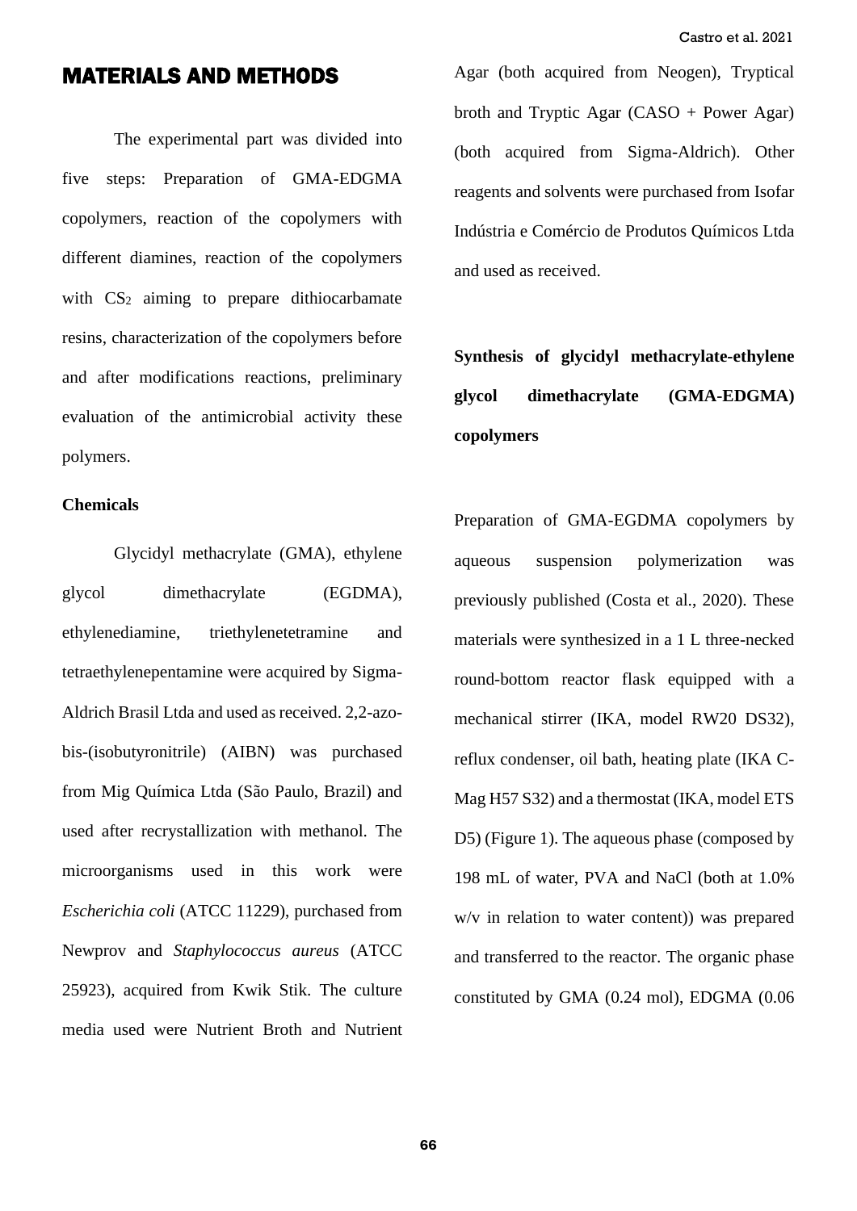## MATERIALS AND METHODS

The experimental part was divided into five steps: Preparation of GMA-EDGMA copolymers, reaction of the copolymers with different diamines, reaction of the copolymers with $CS_2$ aiming to prepare dithiocarbamate resins, characterization of the copolymers before and after modifications reactions, preliminary evaluation of the antimicrobial activity these polymers.

### Chemicals

Glycidyl methacrylate (GMA), ethylene glycol dimethacrylate (EGDMA), ethylenediamine, triethylenetetramine and tetraethylenepentamine were acquired by Sigma-Aldrich Brasil Ltda and used as received. 2,2-azo-bis-(isobutyronitrile) (AIBN) was purchased from Mig Química Ltda (São Paulo, Brazil) and used after recrystallization with methanol. The microorganisms used in this work were *Escherichia coli* (ATCC 11229), purchased from Newprov and *Staphylococcus aureus* (ATCC 25923), acquired from Kwik Stik. The culture media used were Nutrient Broth and Nutrient Agar (both acquired from Neogen), Tryptical broth and Tryptic Agar (CASO + Power Agar) (both acquired from Sigma-Aldrich). Other reagents and solvents were purchased from Isofar Indústria e Comércio de Produtos Químicos Ltda and used as received.

### Synthesis of glycidyl methacrylate-ethylene glycol dimethacrylate (GMA-EDGMA) copolymers

Preparation of GMA-EGDMA copolymers by aqueous suspension polymerization was previously published (Costa et al., 2020). These materials were synthesized in a 1 L three-necked round-bottom reactor flask equipped with a mechanical stirrer (IKA, model RW20 DS32), reflux condenser, oil bath, heating plate (IKA C-Mag H57 S32) and a thermostat (IKA, model ETS D5) (Figure 1). The aqueous phase (composed by 198 mL of water, PVA and NaCl (both at 1.0% w/v in relation to water content)) was prepared and transferred to the reactor. The organic phase constituted by GMA (0.24 mol), EDGMA (0.06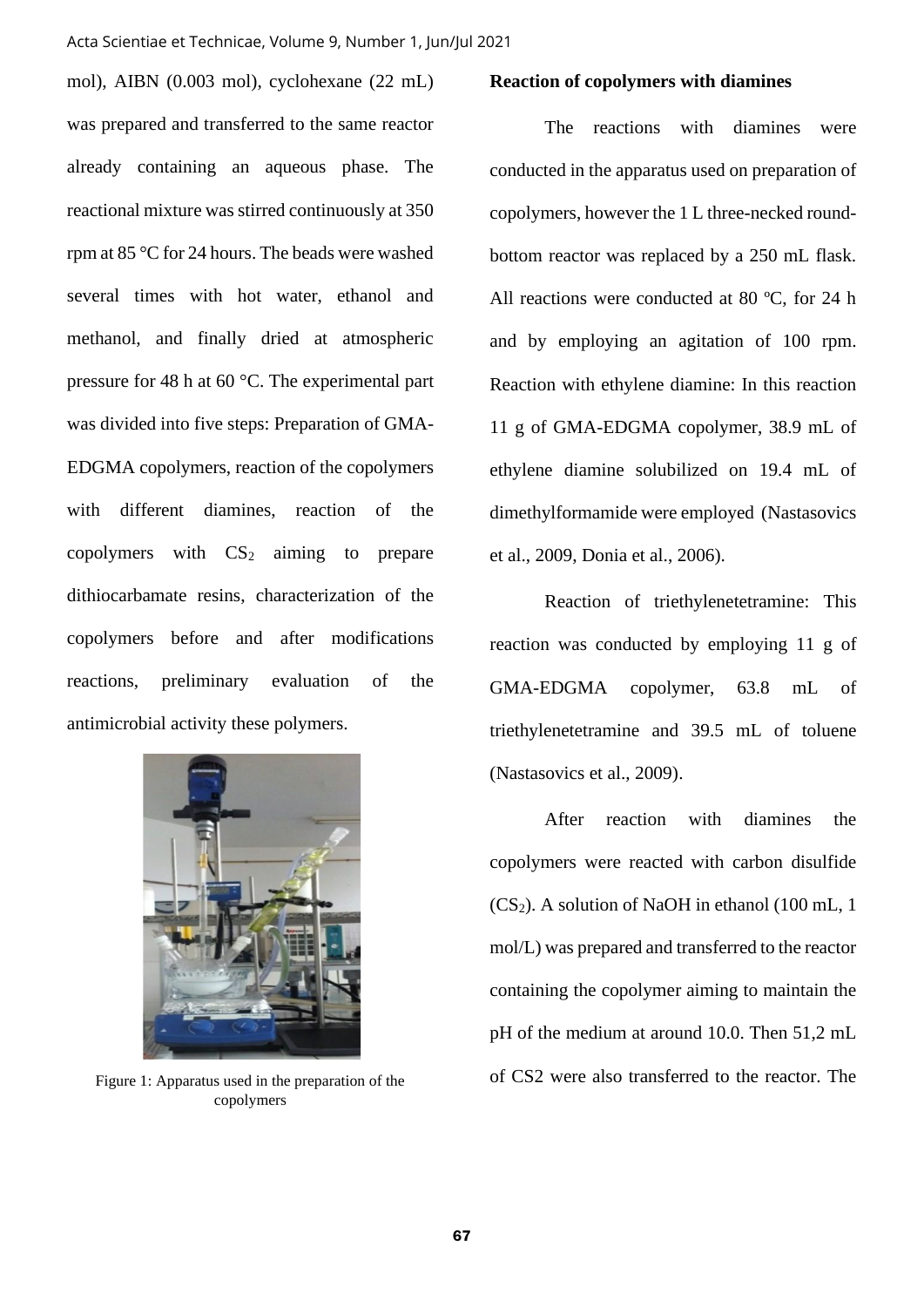mol), AIBN (0.003 mol), cyclohexane (22 mL) was prepared and transferred to the same reactor already containing an aqueous phase. The reactional mixture was stirred continuously at 350 rpm at 85 °C for 24 hours. The beads were washed several times with hot water, ethanol and methanol, and finally dried at atmospheric pressure for 48 h at 60 °C. The experimental part was divided into five steps: Preparation of GMA-EDGMA copolymers, reaction of the copolymers with different diamines, reaction of the copolymers with $CS_2$ aiming to prepare dithiocarbamate resins, characterization of the copolymers before and after modifications reactions, preliminary evaluation of the antimicrobial activity these polymers.

Figure 1: Apparatus used in the preparation of the copolymers

**Reaction of copolymers with diamines**

The reactions with diamines were conducted in the apparatus used on preparation of copolymers, however the 1 L three-necked round-bottom reactor was replaced by a 250 mL flask. All reactions were conducted at 80 ºC, for 24 h and by employing an agitation of 100 rpm. Reaction with ethylene diamine: In this reaction 11 g of GMA-EDGMA copolymer, 38.9 mL of ethylene diamine solubilized on 19.4 mL of dimethylformamide were employed (Nastasovics et al., 2009, Donia et al., 2006).

Reaction of triethylenetetramine: This reaction was conducted by employing 11 g of GMA-EDGMA copolymer, 63.8 mL of triethylenetetramine and 39.5 mL of toluene (Nastasovics et al., 2009).

After reaction with diamines the copolymers were reacted with carbon disulfide ($CS_2$). A solution of NaOH in ethanol (100 mL, 1 mol/L) was prepared and transferred to the reactor containing the copolymer aiming to maintain the pH of the medium at around 10.0. Then 51,2 mL of CS2 were also transferred to the reactor. The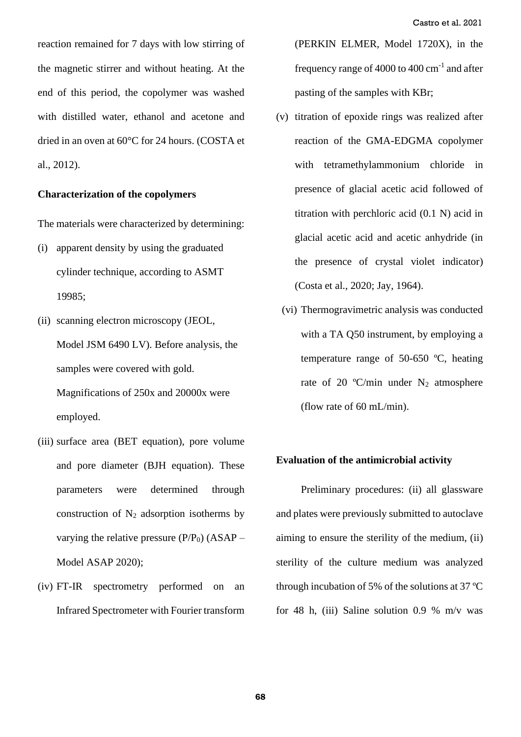reaction remained for 7 days with low stirring of the magnetic stirrer and without heating. At the end of this period, the copolymer was washed with distilled water, ethanol and acetone and dried in an oven at 60°C for 24 hours. (COSTA et al., 2012).

**Characterization of the copolymers**

The materials were characterized by determining:

(i) apparent density by using the graduated cylinder technique, according to ASMT 19985;

(ii) scanning electron microscopy (JEOL, Model JSM 6490 LV). Before analysis, the samples were covered with gold. Magnifications of 250x and 20000x were employed.

(iii) surface area (BET equation), pore volume and pore diameter (BJH equation). These parameters were determined through construction of $N_2$ adsorption isotherms by varying the relative pressure ($P/P_0$) (ASAP – Model ASAP 2020);

(iv) FT-IR spectrometry performed on an Infrared Spectrometer with Fourier transform (PERKIN ELMER, Model 1720X), in the frequency range of 4000 to 400 $cm^{-1}$ and after pasting of the samples with KBr;

(v) titration of epoxide rings was realized after reaction of the GMA-EDGMA copolymer with tetramethylammonium chloride in presence of glacial acetic acid followed of titration with perchloric acid (0.1 N) acid in glacial acetic acid and acetic anhydride (in the presence of crystal violet indicator) (Costa et al., 2020; Jay, 1964).

(vi) Thermogravimetric analysis was conducted with a TA Q50 instrument, by employing a temperature range of 50-650 ºC, heating rate of 20 ºC/min under $N_2$ atmosphere (flow rate of 60 mL/min).

**Evaluation of the antimicrobial activity**

Preliminary procedures: (ii) all glassware and plates were previously submitted to autoclave aiming to ensure the sterility of the medium, (ii) sterility of the culture medium was analyzed through incubation of 5% of the solutions at 37 ºC for 48 h, (iii) Saline solution 0.9 % m/v was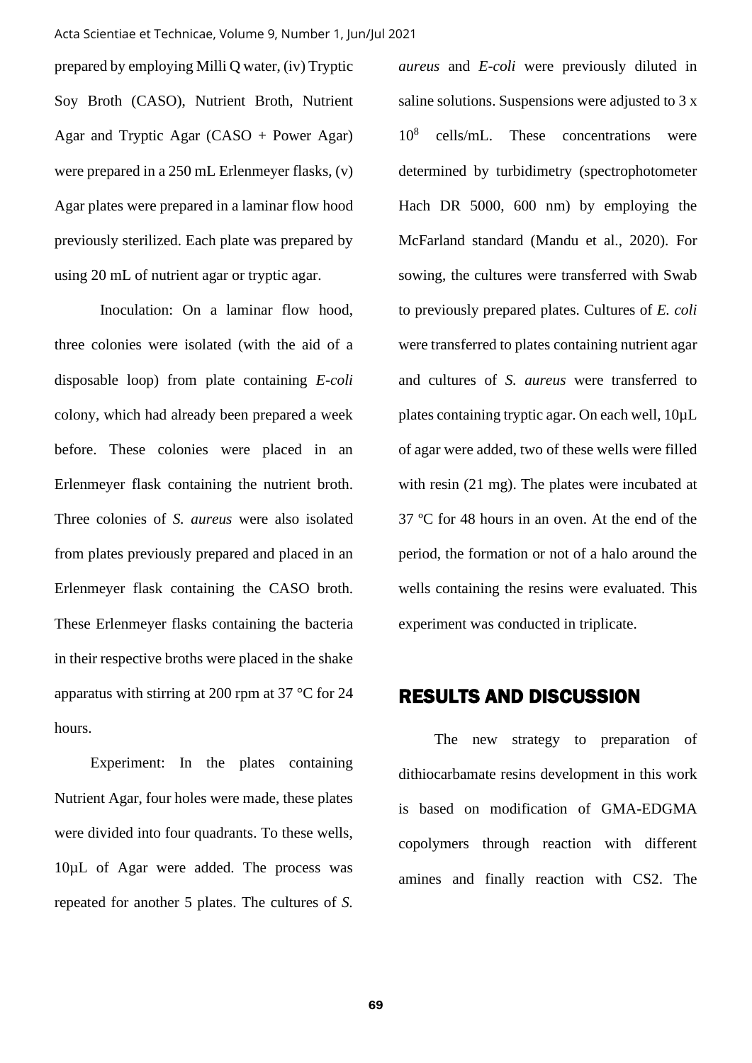prepared by employing Milli Q water, (iv) Tryptic Soy Broth (CASO), Nutrient Broth, Nutrient Agar and Tryptic Agar (CASO + Power Agar) were prepared in a 250 mL Erlenmeyer flasks, (v) Agar plates were prepared in a laminar flow hood previously sterilized. Each plate was prepared by using 20 mL of nutrient agar or tryptic agar.

Inoculation: On a laminar flow hood, three colonies were isolated (with the aid of a disposable loop) from plate containing *E-coli* colony, which had already been prepared a week before. These colonies were placed in an Erlenmeyer flask containing the nutrient broth. Three colonies of *S. aureus* were also isolated from plates previously prepared and placed in an Erlenmeyer flask containing the CASO broth. These Erlenmeyer flasks containing the bacteria in their respective broths were placed in the shake apparatus with stirring at 200 rpm at 37 °C for 24 hours.

Experiment: In the plates containing Nutrient Agar, four holes were made, these plates were divided into four quadrants. To these wells, 10µL of Agar were added. The process was repeated for another 5 plates. The cultures of *S. aureus* and *E-coli* were previously diluted in saline solutions. Suspensions were adjusted to $3 \times 10^8$ cells/mL. These concentrations were determined by turbidimetry (spectrophotometer Hach DR 5000, 600 nm) by employing the McFarland standard (Mandu et al., 2020). For sowing, the cultures were transferred with Swab to previously prepared plates. Cultures of *E. coli* were transferred to plates containing nutrient agar and cultures of *S. aureus* were transferred to plates containing tryptic agar. On each well, 10µL of agar were added, two of these wells were filled with resin (21 mg). The plates were incubated at 37 ºC for 48 hours in an oven. At the end of the period, the formation or not of a halo around the wells containing the resins were evaluated. This experiment was conducted in triplicate.

## RESULTS AND DISCUSSION

The new strategy to preparation of dithiocarbamate resins development in this work is based on modification of GMA-EDGMA copolymers through reaction with different amines and finally reaction with CS2. The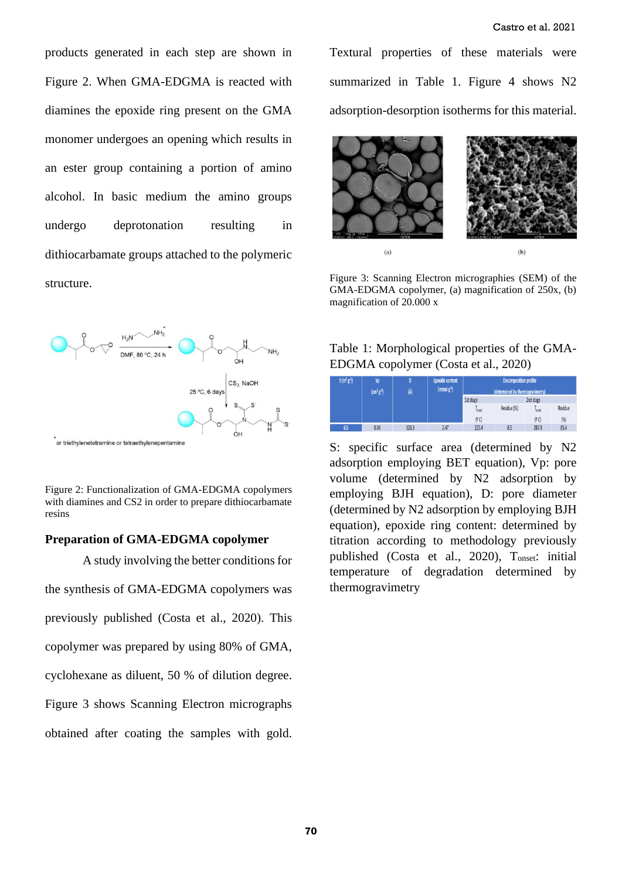products generated in each step are shown in Figure 2. When GMA-EDGMA is reacted with diamines the epoxide ring present on the GMA monomer undergoes an opening which results in an ester group containing a portion of amino alcohol. In basic medium the amino groups undergo deprotonation resulting in dithiocarbamate groups attached to the polymeric structure.

Figure 2: Functionalization of GMA-EDGMA copolymers with diamines and CS2 in order to prepare dithiocarbamate resins

### Preparation of GMA-EDGMA copolymer

A study involving the better conditions for the synthesis of GMA-EDGMA copolymers was previously published (Costa et al., 2020). This copolymer was prepared by using 80% of GMA, cyclohexane as diluent, 50 % of dilution degree. Figure 3 shows Scanning Electron micrographs obtained after coating the samples with gold. Textural properties of these materials were summarized in Table 1. Figure 4 shows N2 adsorption-desorption isotherms for this material.

Figure 3: Scanning Electron micrographies (SEM) of the GMA-EDGMA copolymer, (a) magnification of 250x, (b) magnification of 20.000 x

Table 1: Morphological properties of the GMA-EDGMA copolymer (Costa et al., 2020)

| S ($m^2 g^{-1}$) | Vp ($cm^3 g^{-1}$) | D (Å) | Epoxide content ($mmol\ g^{-1}$) | Decomposition profile (determined by thermogravimetry) | | | |
|---|---|---|---|---|---|---|---|
| | | | | 1st stage | | 2nd stage | |
| | | | | $T_{onset}$ (ºC) | Residue (%) | $T_{onset}$ (ºC) | Residue (%) |
| 6.5 | 0.06 | 328.3 | 2.47 | 225.4 | 8.5 | 287.9 | 85.4 |

S: specific surface area (determined by N2 adsorption employing BET equation), Vp: pore volume (determined by N2 adsorption by employing BJH equation), D: pore diameter (determined by N2 adsorption by employing BJH equation), epoxide ring content: determined by titration according to methodology previously published (Costa et al., 2020), $T_{onset}$: initial temperature of degradation determined by thermogravimetry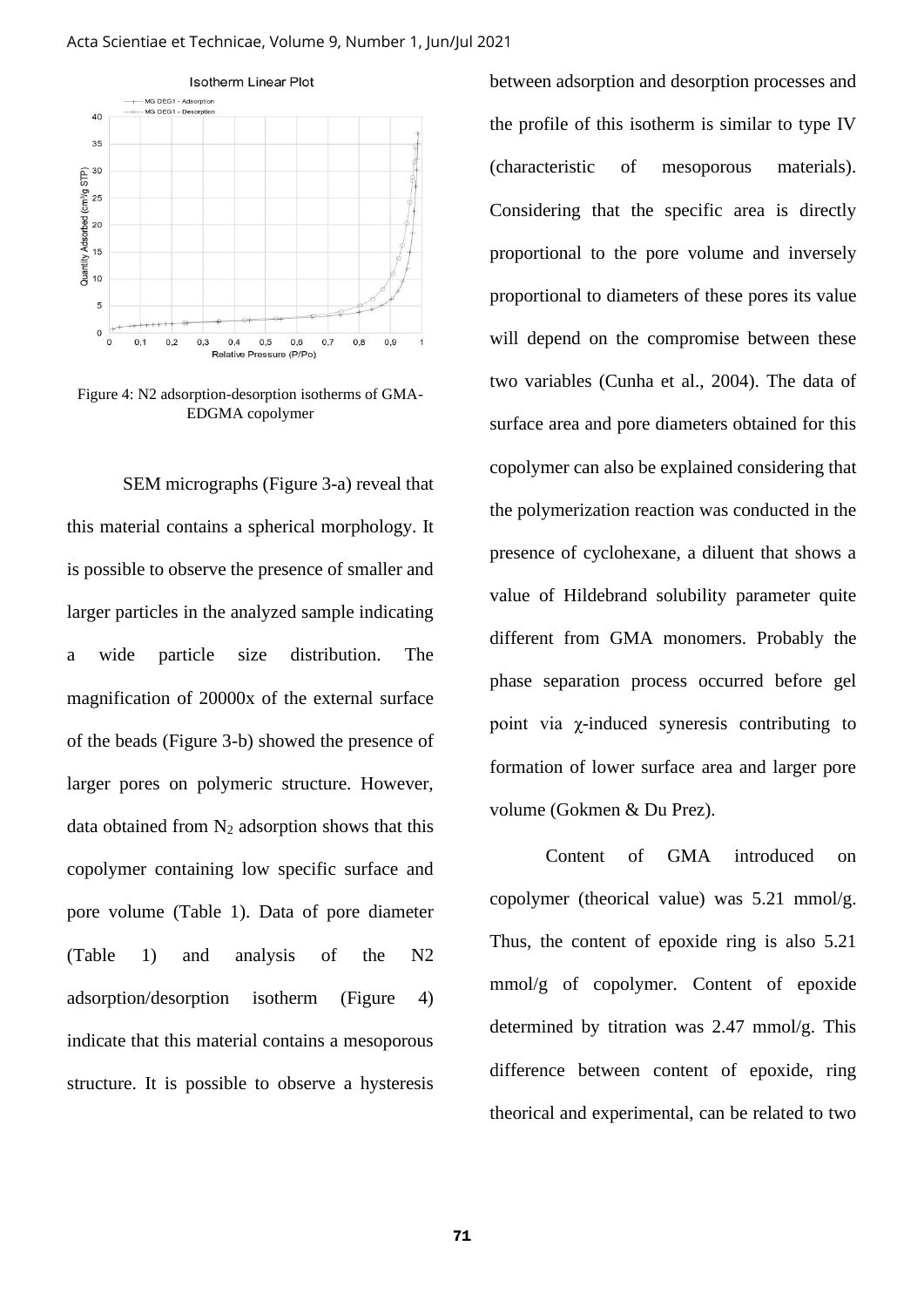Figure 4: N2 adsorption-desorption isotherms of GMA-EDGMA copolymer

SEM micrographs (Figure 3-a) reveal that this material contains a spherical morphology. It is possible to observe the presence of smaller and larger particles in the analyzed sample indicating a wide particle size distribution. The magnification of 20000x of the external surface of the beads (Figure 3-b) showed the presence of larger pores on polymeric structure. However, data obtained from $N_2$ adsorption shows that this copolymer containing low specific surface and pore volume (Table 1). Data of pore diameter (Table 1) and analysis of the N2 adsorption/desorption isotherm (Figure 4) indicate that this material contains a mesoporous structure. It is possible to observe a hysteresis between adsorption and desorption processes and the profile of this isotherm is similar to type IV (characteristic of mesoporous materials). Considering that the specific area is directly proportional to the pore volume and inversely proportional to diameters of these pores its value will depend on the compromise between these two variables (Cunha et al., 2004). The data of surface area and pore diameters obtained for this copolymer can also be explained considering that the polymerization reaction was conducted in the presence of cyclohexane, a diluent that shows a value of Hildebrand solubility parameter quite different from GMA monomers. Probably the phase separation process occurred before gel point via $\chi$-induced syneresis contributing to formation of lower surface area and larger pore volume (Gokmen & Du Prez).

Content of GMA introduced on copolymer (theorical value) was 5.21 mmol/g. Thus, the content of epoxide ring is also 5.21 mmol/g of copolymer. Content of epoxide determined by titration was 2.47 mmol/g. This difference between content of epoxide, ring theorical and experimental, can be related to two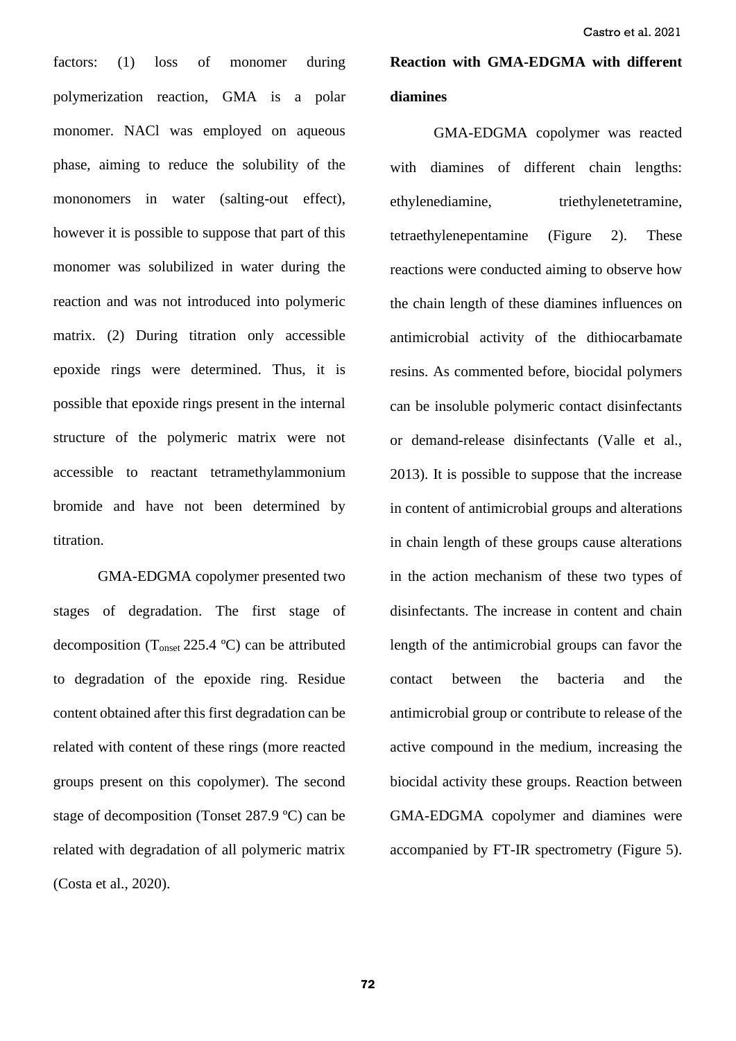factors: (1) loss of monomer during polymerization reaction, GMA is a polar monomer. NACl was employed on aqueous phase, aiming to reduce the solubility of the mononomers in water (salting-out effect), however it is possible to suppose that part of this monomer was solubilized in water during the reaction and was not introduced into polymeric matrix. (2) During titration only accessible epoxide rings were determined. Thus, it is possible that epoxide rings present in the internal structure of the polymeric matrix were not accessible to reactant tetramethylammonium bromide and have not been determined by titration.

GMA-EDGMA copolymer presented two stages of degradation. The first stage of decomposition ($T_{onset}$ 225.4 ºC) can be attributed to degradation of the epoxide ring. Residue content obtained after this first degradation can be related with content of these rings (more reacted groups present on this copolymer). The second stage of decomposition (Tonset 287.9 ºC) can be related with degradation of all polymeric matrix (Costa et al., 2020).

**Reaction with GMA-EDGMA with different diamines**

GMA-EDGMA copolymer was reacted with diamines of different chain lengths: ethylenediamine, triethylenetetramine, tetraethylenepentamine (Figure 2). These reactions were conducted aiming to observe how the chain length of these diamines influences on antimicrobial activity of the dithiocarbamate resins. As commented before, biocidal polymers can be insoluble polymeric contact disinfectants or demand-release disinfectants (Valle et al., 2013). It is possible to suppose that the increase in content of antimicrobial groups and alterations in chain length of these groups cause alterations in the action mechanism of these two types of disinfectants. The increase in content and chain length of the antimicrobial groups can favor the contact between the bacteria and the antimicrobial group or contribute to release of the active compound in the medium, increasing the biocidal activity these groups. Reaction between GMA-EDGMA copolymer and diamines were accompanied by FT-IR spectrometry (Figure 5).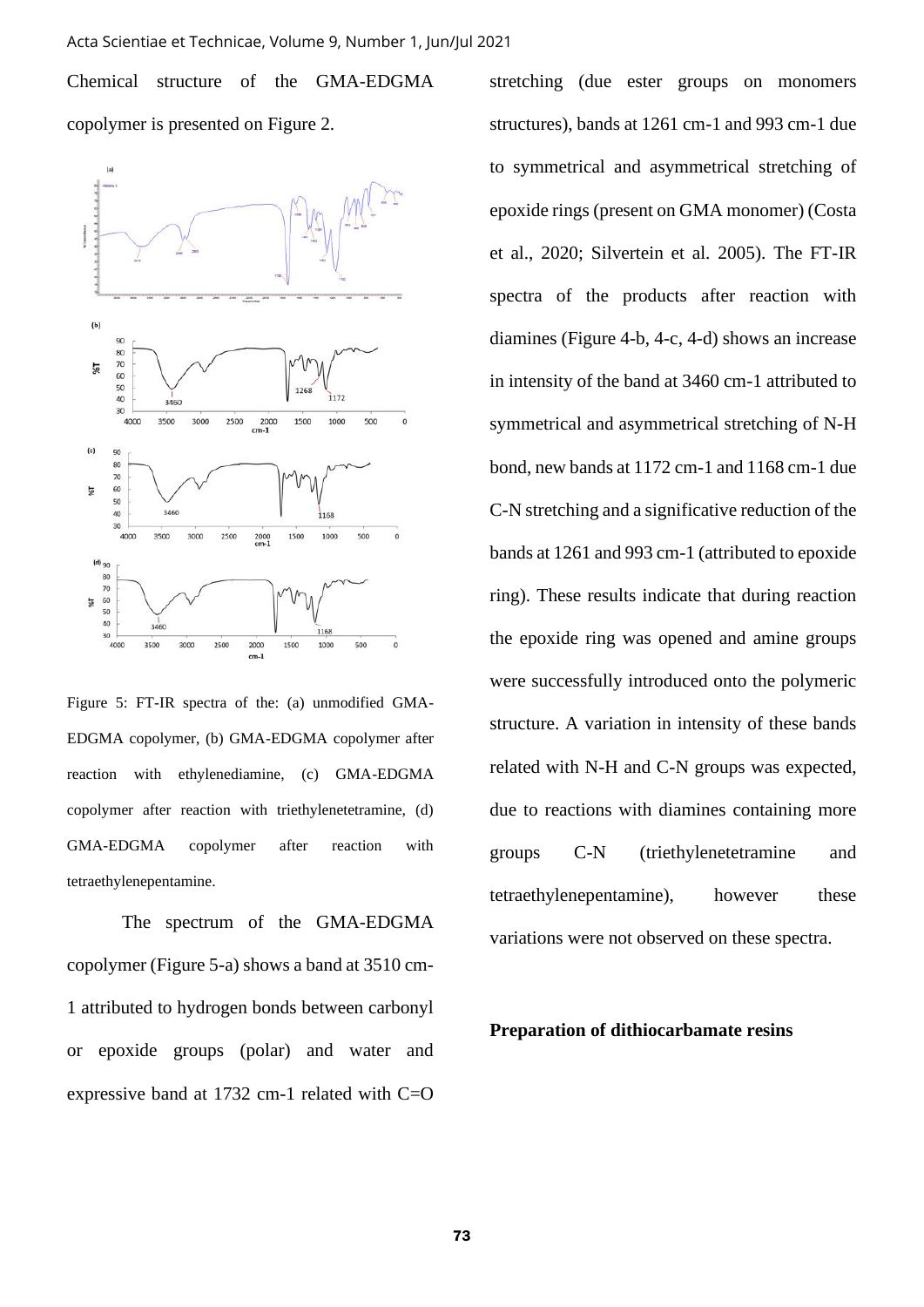Chemical structure of the GMA-EDGMA copolymer is presented on Figure 2.

Figure 5: FT-IR spectra of the: (a) unmodified GMA-EDGMA copolymer, (b) GMA-EDGMA copolymer after reaction with ethylenediamine, (c) GMA-EDGMA copolymer after reaction with triethylenetetramine, (d) GMA-EDGMA copolymer after reaction with tetraethylenepentamine.

The spectrum of the GMA-EDGMA copolymer (Figure 5-a) shows a band at 3510 cm-1 attributed to hydrogen bonds between carbonyl or epoxide groups (polar) and water and expressive band at 1732 cm-1 related with C=O stretching (due ester groups on monomers structures), bands at 1261 cm-1 and 993 cm-1 due to symmetrical and asymmetrical stretching of epoxide rings (present on GMA monomer) (Costa et al., 2020; Silvertein et al. 2005). The FT-IR spectra of the products after reaction with diamines (Figure 4-b, 4-c, 4-d) shows an increase in intensity of the band at 3460 cm-1 attributed to symmetrical and asymmetrical stretching of N-H bond, new bands at 1172 cm-1 and 1168 cm-1 due C-N stretching and a significative reduction of the bands at 1261 and 993 cm-1 (attributed to epoxide ring). These results indicate that during reaction the epoxide ring was opened and amine groups were successfully introduced onto the polymeric structure. A variation in intensity of these bands related with N-H and C-N groups was expected, due to reactions with diamines containing more groups C-N (triethylenetetramine and tetraethylenepentamine), however these variations were not observed on these spectra.

**Preparation of dithiocarbamate resins**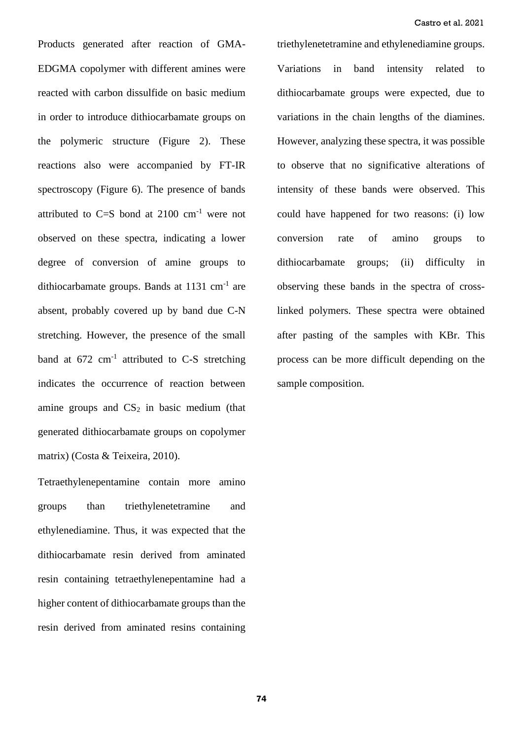Products generated after reaction of GMA-EDGMA copolymer with different amines were reacted with carbon dissulfide on basic medium in order to introduce dithiocarbamate groups on the polymeric structure (Figure 2). These reactions also were accompanied by FT-IR spectroscopy (Figure 6). The presence of bands attributed to C=S bond at 2100 $cm^{-1}$ were not observed on these spectra, indicating a lower degree of conversion of amine groups to dithiocarbamate groups. Bands at 1131 $cm^{-1}$ are absent, probably covered up by band due C-N stretching. However, the presence of the small band at 672 $cm^{-1}$ attributed to C-S stretching indicates the occurrence of reaction between amine groups and $CS_2$ in basic medium (that generated dithiocarbamate groups on copolymer matrix) (Costa & Teixeira, 2010).

Tetraethylenepentamine contain more amino groups than triethylenetetramine and ethylenediamine. Thus, it was expected that the dithiocarbamate resin derived from aminated resin containing tetraethylenepentamine had a higher content of dithiocarbamate groups than the resin derived from aminated resins containing triethylenetetramine and ethylenediamine groups. Variations in band intensity related to dithiocarbamate groups were expected, due to variations in the chain lengths of the diamines. However, analyzing these spectra, it was possible to observe that no significative alterations of intensity of these bands were observed. This could have happened for two reasons: (i) low conversion rate of amino groups to dithiocarbamate groups; (ii) difficulty in observing these bands in the spectra of cross-linked polymers. These spectra were obtained after pasting of the samples with KBr. This process can be more difficult depending on the sample composition.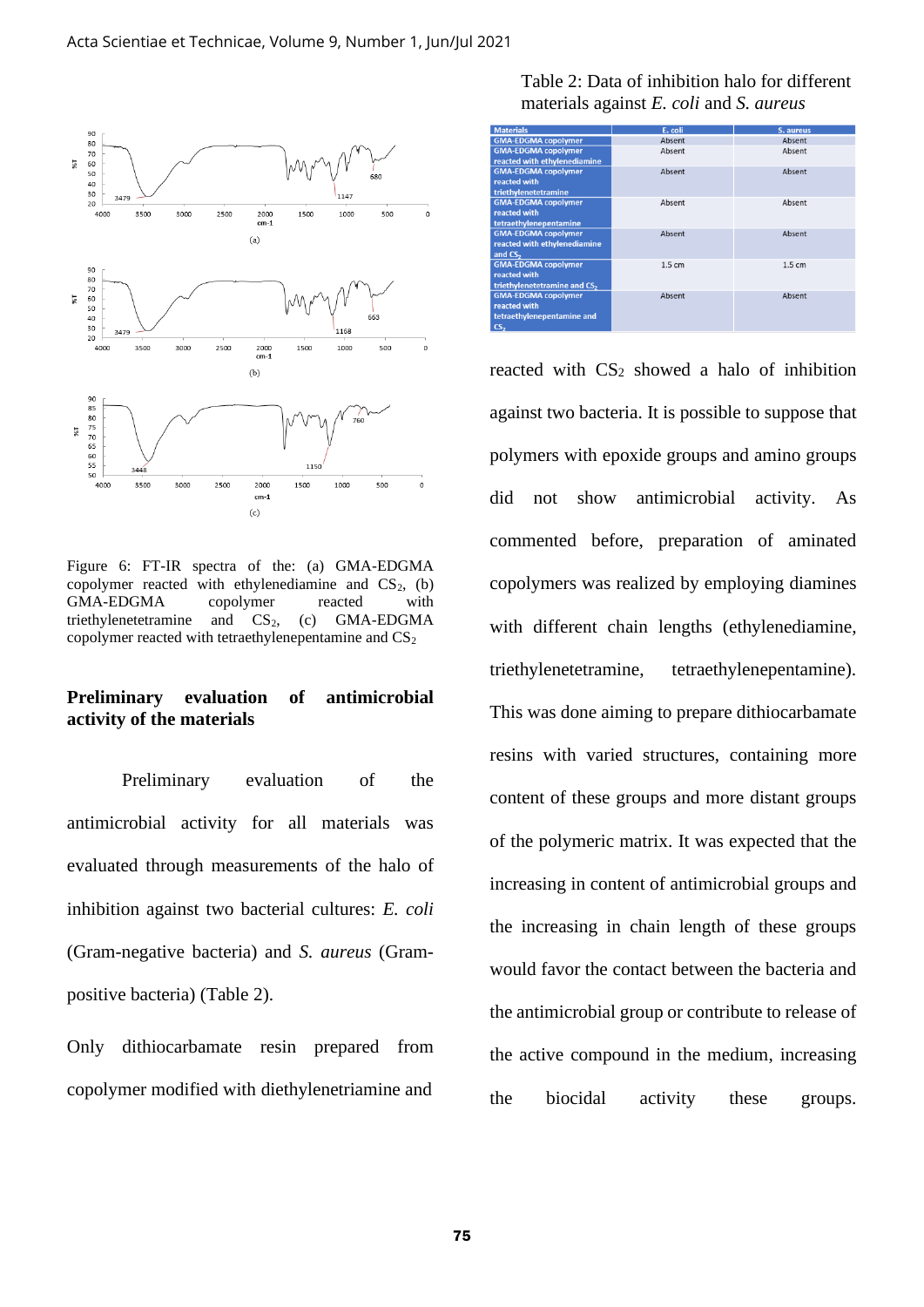Figure 6: FT-IR spectra of the: (a) GMA-EDGMA copolymer reacted with ethylenediamine and $CS_2$, (b) GMA-EDGMA copolymer reacted with triethylenetetramine and $CS_2$, (c) GMA-EDGMA copolymer reacted with tetraethylenepentamine and $CS_2$

## Preliminary evaluation of antimicrobial activity of the materials

Preliminary evaluation of the antimicrobial activity for all materials was evaluated through measurements of the halo of inhibition against two bacterial cultures: *E. coli* (Gram-negative bacteria) and *S. aureus* (Gram-positive bacteria) (Table 2).

Table 2: Data of inhibition halo for different materials against *E. coli* and *S. aureus*

| Materials | E. coli | S. aureus |
|---|---|---|
| GMA-EDGMA copolymer | Absent | Absent |
| GMA-EDGMA copolymer reacted with ethylenediamine | Absent | Absent |
| GMA-EDGMA copolymer reacted with triethylenetetramine | Absent | Absent |
| GMA-EDGMA copolymer reacted with tetraethylenepentamine | Absent | Absent |
| GMA-EDGMA copolymer reacted with ethylenediamine and $CS_2$ | Absent | Absent |
| GMA-EDGMA copolymer reacted with triethylenetetramine and $CS_2$ | 1.5 cm | 1.5 cm |
| GMA-EDGMA copolymer reacted with tetraethylenepentamine and $CS_2$ | Absent | Absent |

Only dithiocarbamate resin prepared from copolymer modified with diethylenetriamine and reacted with $CS_2$ showed a halo of inhibition against two bacteria. It is possible to suppose that polymers with epoxide groups and amino groups did not show antimicrobial activity. As commented before, preparation of aminated copolymers was realized by employing diamines with different chain lengths (ethylenediamine, triethylenetetramine, tetraethylenepentamine). This was done aiming to prepare dithiocarbamate resins with varied structures, containing more content of these groups and more distant groups of the polymeric matrix. It was expected that the increasing in content of antimicrobial groups and the increasing in chain length of these groups would favor the contact between the bacteria and the antimicrobial group or contribute to release of the active compound in the medium, increasing the biocidal activity these groups.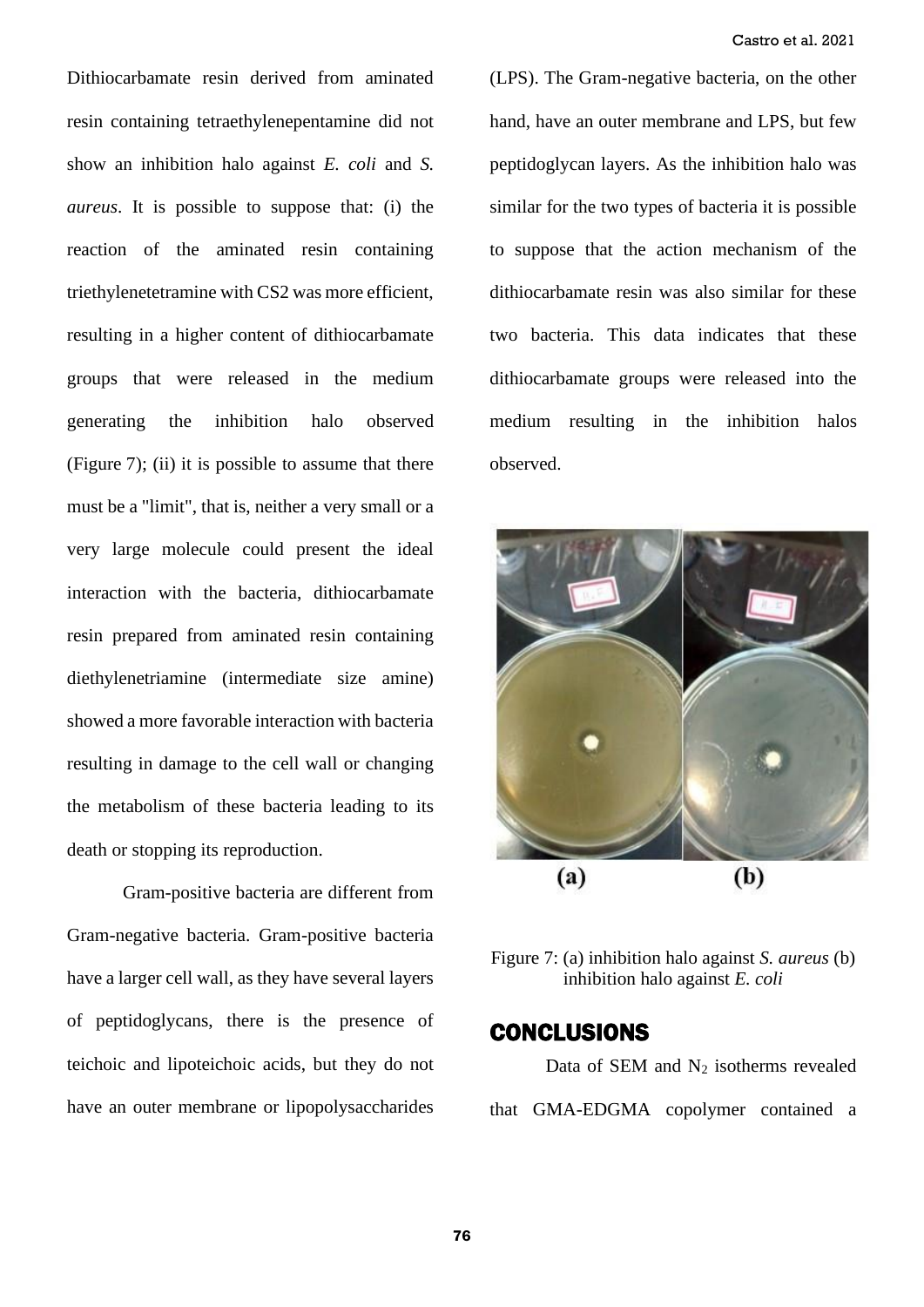Dithiocarbamate resin derived from aminated resin containing tetraethylenepentamine did not show an inhibition halo against *E. coli* and *S. aureus*. It is possible to suppose that: (i) the reaction of the aminated resin containing triethylenetetramine with CS2 was more efficient, resulting in a higher content of dithiocarbamate groups that were released in the medium generating the inhibition halo observed (Figure 7); (ii) it is possible to assume that there must be a "limit", that is, neither a very small or a very large molecule could present the ideal interaction with the bacteria, dithiocarbamate resin prepared from aminated resin containing diethylenetriamine (intermediate size amine) showed a more favorable interaction with bacteria resulting in damage to the cell wall or changing the metabolism of these bacteria leading to its death or stopping its reproduction.

Gram-positive bacteria are different from Gram-negative bacteria. Gram-positive bacteria have a larger cell wall, as they have several layers of peptidoglycans, there is the presence of teichoic and lipoteichoic acids, but they do not have an outer membrane or lipopolysaccharides (LPS). The Gram-negative bacteria, on the other hand, have an outer membrane and LPS, but few peptidoglycan layers. As the inhibition halo was similar for the two types of bacteria it is possible to suppose that the action mechanism of the dithiocarbamate resin was also similar for these two bacteria. This data indicates that these dithiocarbamate groups were released into the medium resulting in the inhibition halos observed.

(a) (b)

Figure 7: (a) inhibition halo against *S. aureus* (b) inhibition halo against *E. coli*

## CONCLUSIONS

Data of SEM and $N_2$ isotherms revealed that GMA-EDGMA copolymer contained a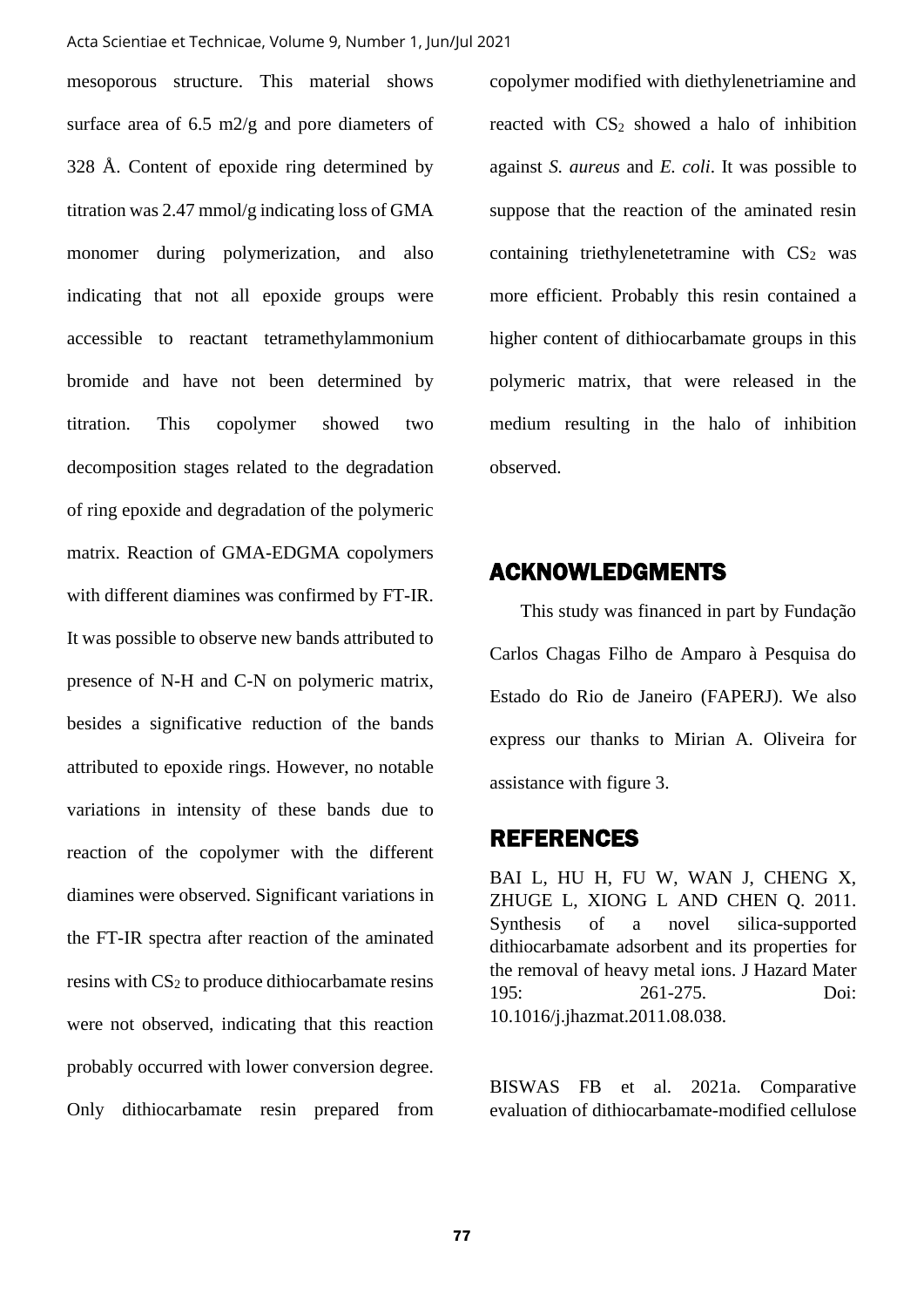mesoporous structure. This material shows surface area of 6.5 m2/g and pore diameters of 328 Å. Content of epoxide ring determined by titration was 2.47 mmol/g indicating loss of GMA monomer during polymerization, and also indicating that not all epoxide groups were accessible to reactant tetramethylammonium bromide and have not been determined by titration. This copolymer showed two decomposition stages related to the degradation of ring epoxide and degradation of the polymeric matrix. Reaction of GMA-EDGMA copolymers with different diamines was confirmed by FT-IR. It was possible to observe new bands attributed to presence of N-H and C-N on polymeric matrix, besides a significative reduction of the bands attributed to epoxide rings. However, no notable variations in intensity of these bands due to reaction of the copolymer with the different diamines were observed. Significant variations in the FT-IR spectra after reaction of the aminated resins with $CS_2$ to produce dithiocarbamate resins were not observed, indicating that this reaction probably occurred with lower conversion degree. Only dithiocarbamate resin prepared from copolymer modified with diethylenetriamine and reacted with $CS_2$ showed a halo of inhibition against *S. aureus* and *E. coli*. It was possible to suppose that the reaction of the aminated resin containing triethylenetetramine with $CS_2$ was more efficient. Probably this resin contained a higher content of dithiocarbamate groups in this polymeric matrix, that were released in the medium resulting in the halo of inhibition observed.

## ACKNOWLEDGMENTS

This study was financed in part by Fundação Carlos Chagas Filho de Amparo à Pesquisa do Estado do Rio de Janeiro (FAPERJ). We also express our thanks to Mirian A. Oliveira for assistance with figure 3.

## REFERENCES

BAI L, HU H, FU W, WAN J, CHENG X, ZHUGE L, XIONG L AND CHEN Q. 2011. Synthesis of a novel silica-supported dithiocarbamate adsorbent and its properties for the removal of heavy metal ions. J Hazard Mater 195: 261-275. Doi: 10.1016/j.jhazmat.2011.08.038.

BISWAS FB et al. 2021a. Comparative evaluation of dithiocarbamate-modified cellulose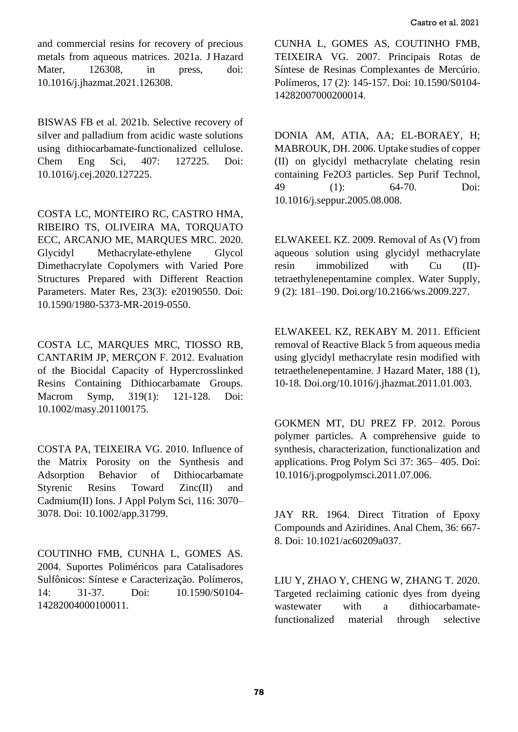and commercial resins for recovery of precious metals from aqueous matrices. 2021a. J Hazard Mater, 126308, in press, doi: 10.1016/j.jhazmat.2021.126308.

BISWAS FB et al. 2021b. Selective recovery of silver and palladium from acidic waste solutions using dithiocarbamate-functionalized cellulose. Chem Eng Sci, 407: 127225. Doi: 10.1016/j.cej.2020.127225.

COSTA LC, MONTEIRO RC, CASTRO HMA, RIBEIRO TS, OLIVEIRA MA, TORQUATO ECC, ARCANJO ME, MARQUES MRC. 2020. Glycidyl Methacrylate-ethylene Glycol Dimethacrylate Copolymers with Varied Pore Structures Prepared with Different Reaction Parameters. Mater Res, 23(3): e20190550. Doi: 10.1590/1980-5373-MR-2019-0550.

COSTA LC, MARQUES MRC, TIOSSO RB, CANTARIM JP, MERÇON F. 2012. Evaluation of the Biocidal Capacity of Hypercrosslinked Resins Containing Dithiocarbamate Groups. Macrom Symp, 319(1): 121-128. Doi: 10.1002/masy.201100175.

COSTA PA, TEIXEIRA VG. 2010. Influence of the Matrix Porosity on the Synthesis and Adsorption Behavior of Dithiocarbamate Styrenic Resins Toward Zinc(II) and Cadmium(II) Ions. J Appl Polym Sci, 116: 3070–3078. Doi: 10.1002/app.31799.

COUTINHO FMB, CUNHA L, GOMES AS. 2004. Suportes Poliméricos para Catalisadores Sulfônicos: Síntese e Caracterização. Polímeros, 14: 31-37. Doi: 10.1590/S0104-14282004000100011.

CUNHA L, GOMES AS, COUTINHO FMB, TEIXEIRA VG. 2007. Principais Rotas de Síntese de Resinas Complexantes de Mercúrio. Polímeros, 17 (2): 145-157. Doi: 10.1590/S0104-14282007000200014.

DONIA AM, ATIA, AA; EL-BORAEY, H; MABROUK, DH. 2006. Uptake studies of copper (II) on glycidyl methacrylate chelating resin containing Fe2O3 particles. Sep Purif Technol, 49 (1): 64-70. Doi: 10.1016/j.seppur.2005.08.008.

ELWAKEEL KZ. 2009. Removal of As (V) from aqueous solution using glycidyl methacrylate resin immobilized with Cu (II)-tetraethylenepentamine complex. Water Supply, 9 (2): 181–190. Doi.org/10.2166/ws.2009.227.

ELWAKEEL KZ, REKABY M. 2011. Efficient removal of Reactive Black 5 from aqueous media using glycidyl methacrylate resin modified with tetraethelenepentamine. J Hazard Mater, 188 (1), 10-18. Doi.org/10.1016/j.jhazmat.2011.01.003.

GOKMEN MT, DU PREZ FP. 2012. Porous polymer particles. A comprehensive guide to synthesis, characterization, functionalization and applications. Prog Polym Sci 37: 365– 405. Doi: 10.1016/j.progpolymsci.2011.07.006.

JAY RR. 1964. Direct Titration of Epoxy Compounds and Aziridines. Anal Chem, 36: 667-8. Doi: 10.1021/ac60209a037.

LIU Y, ZHAO Y, CHENG W, ZHANG T. 2020. Targeted reclaiming cationic dyes from dyeing wastewater with a dithiocarbamate-functionalized material through selective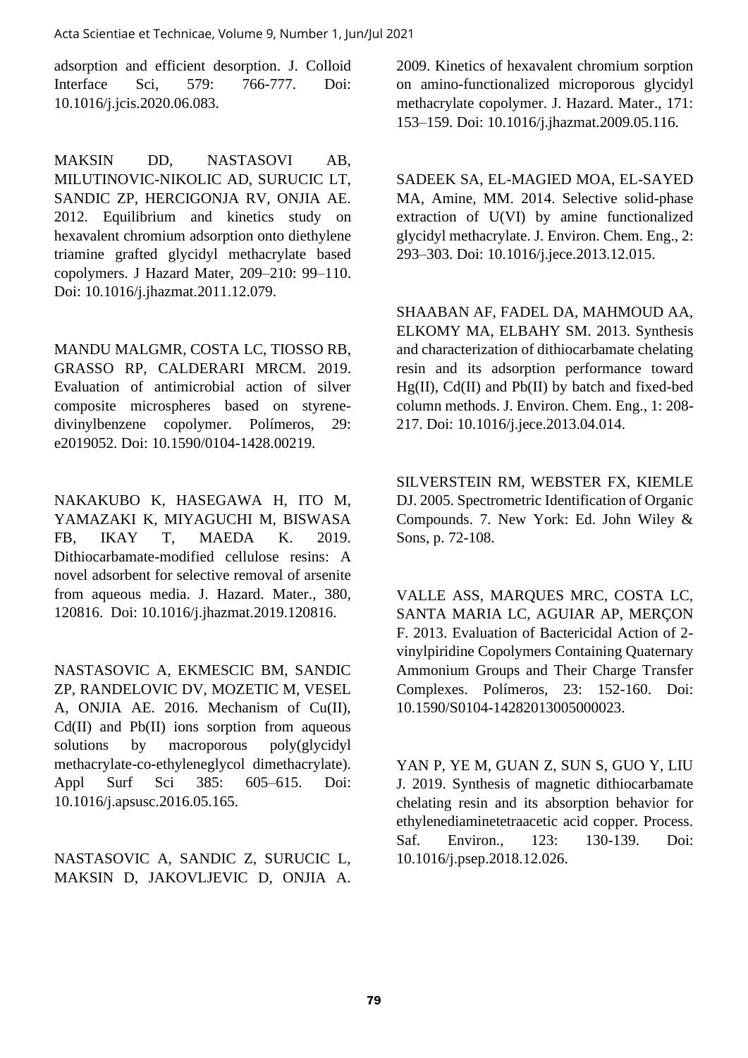adsorption and efficient desorption. J. Colloid Interface Sci, 579: 766-777. Doi: 10.1016/j.jcis.2020.06.083.

MAKSIN DD, NASTASOVI AB, MILUTINOVIC-NIKOLIC AD, SURUCIC LT, SANDIC ZP, HERCIGONJA RV, ONJIA AE. 2012. Equilibrium and kinetics study on hexavalent chromium adsorption onto diethylene triamine grafted glycidyl methacrylate based copolymers. J Hazard Mater, 209–210: 99–110. Doi: 10.1016/j.jhazmat.2011.12.079.

MANDU MALGMR, COSTA LC, TIOSSO RB, GRASSO RP, CALDERARI MRCM. 2019. Evaluation of antimicrobial action of silver composite microspheres based on styrene-divinylbenzene copolymer. Polímeros, 29: e2019052. Doi: 10.1590/0104-1428.00219.

NAKAKUBO K, HASEGAWA H, ITO M, YAMAZAKI K, MIYAGUCHI M, BISWASA FB, IKAY T, MAEDA K. 2019. Dithiocarbamate-modified cellulose resins: A novel adsorbent for selective removal of arsenite from aqueous media. J. Hazard. Mater., 380, 120816. Doi: 10.1016/j.jhazmat.2019.120816.

NASTASOVIC A, EKMESCIC BM, SANDIC ZP, RANDELOVIC DV, MOZETIC M, VESEL A, ONJIA AE. 2016. Mechanism of Cu(II), Cd(II) and Pb(II) ions sorption from aqueous solutions by macroporous poly(glycidyl methacrylate-co-ethyleneglycol dimethacrylate). Appl Surf Sci 385: 605–615. Doi: 10.1016/j.apsusc.2016.05.165.

NASTASOVIC A, SANDIC Z, SURUCIC L, MAKSIN D, JAKOVLJEVIC D, ONJIA A. 2009. Kinetics of hexavalent chromium sorption on amino-functionalized microporous glycidyl methacrylate copolymer. J. Hazard. Mater., 171: 153–159. Doi: 10.1016/j.jhazmat.2009.05.116.

SADEEK SA, EL-MAGIED MOA, EL-SAYED MA, Amine, MM. 2014. Selective solid-phase extraction of U(VI) by amine functionalized glycidyl methacrylate. J. Environ. Chem. Eng., 2: 293–303. Doi: 10.1016/j.jece.2013.12.015.

SHAABAN AF, FADEL DA, MAHMOUD AA, ELKOMY MA, ELBAHY SM. 2013. Synthesis and characterization of dithiocarbamate chelating resin and its adsorption performance toward Hg(II), Cd(II) and Pb(II) by batch and fixed-bed column methods. J. Environ. Chem. Eng., 1: 208-217. Doi: 10.1016/j.jece.2013.04.014.

SILVERSTEIN RM, WEBSTER FX, KIEMLE DJ. 2005. Spectrometric Identification of Organic Compounds. 7. New York: Ed. John Wiley & Sons, p. 72-108.

VALLE ASS, MARQUES MRC, COSTA LC, SANTA MARIA LC, AGUIAR AP, MERÇON F. 2013. Evaluation of Bactericidal Action of 2-vinylpiridine Copolymers Containing Quaternary Ammonium Groups and Their Charge Transfer Complexes. Polímeros, 23: 152-160. Doi: 10.1590/S0104-14282013005000023.

YAN P, YE M, GUAN Z, SUN S, GUO Y, LIU J. 2019. Synthesis of magnetic dithiocarbamate chelating resin and its absorption behavior for ethylenediaminetetraacetic acid copper. Process. Saf. Environ., 123: 130-139. Doi: 10.1016/j.psep.2018.12.026.